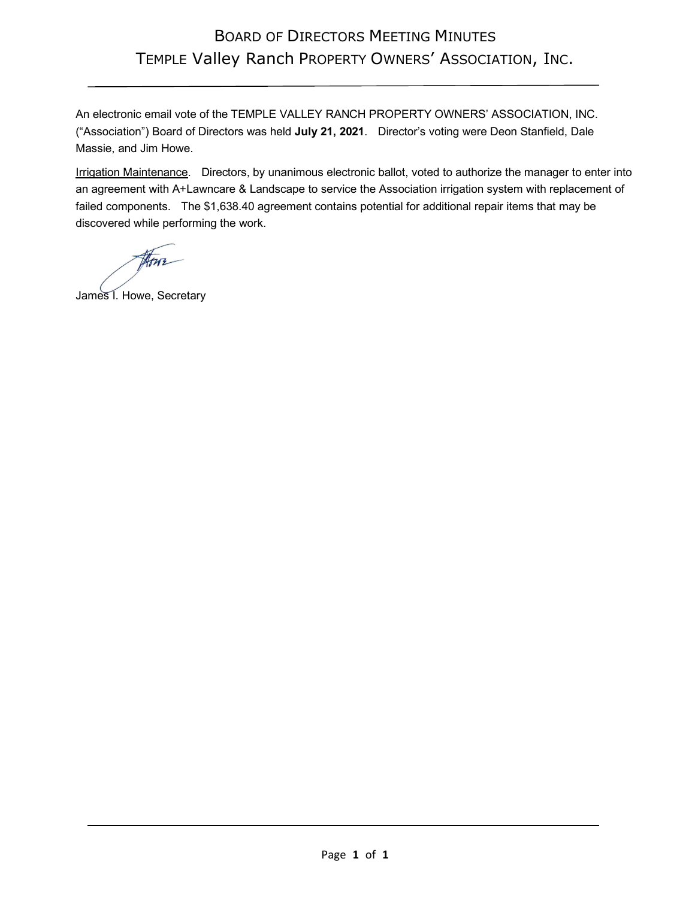# BOARD OF DIRECTORS MEETING MINUTES
# TEMPLE Valley Ranch PROPERTY OWNERS' ASSOCIATION, INC.

---

An electronic email vote of the TEMPLE VALLEY RANCH PROPERTY OWNERS' ASSOCIATION, INC. ("Association") Board of Directors was held **July 21, 2021**. Director's voting were Deon Stanfield, Dale Massie, and Jim Howe.

Irrigation Maintenance. Directors, by unanimous electronic ballot, voted to authorize the manager to enter into an agreement with A+Lawncare & Landscape to service the Association irrigation system with replacement of failed components. The $1,638.40 agreement contains potential for additional repair items that may be discovered while performing the work.

James I. Howe, Secretary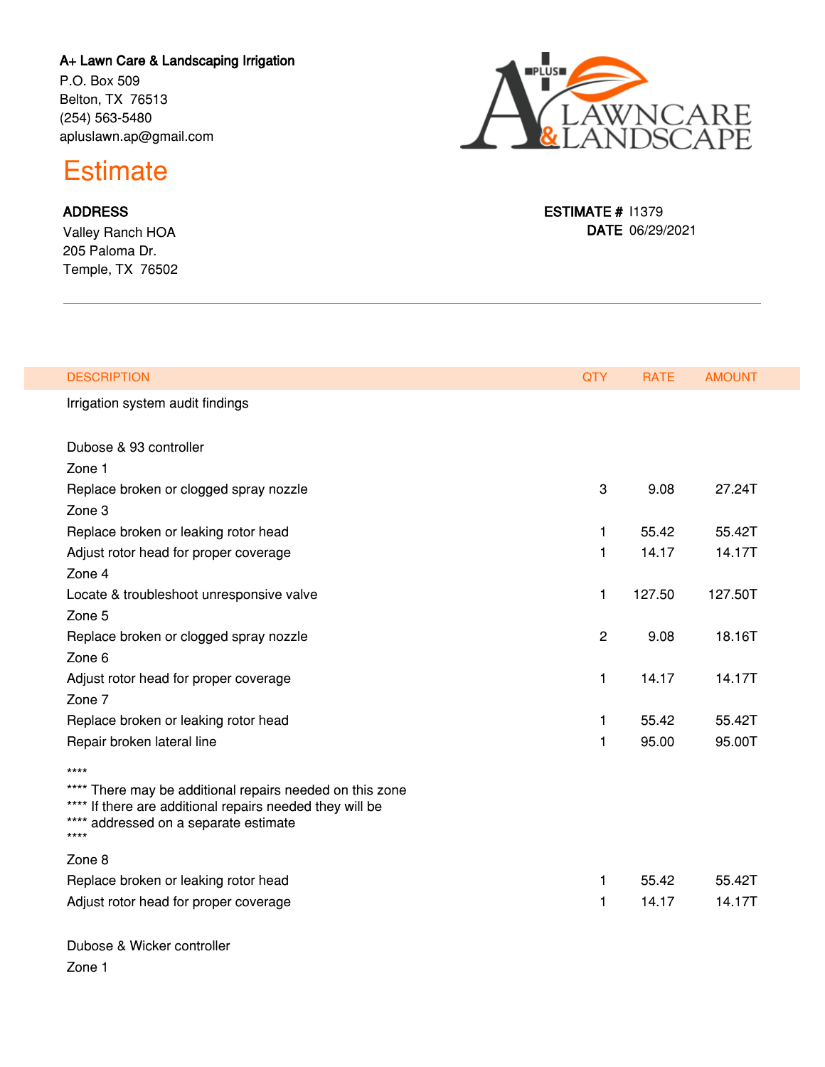**A+ Lawn Care & Landscaping Irrigation**
P.O. Box 509
Belton, TX 76513
(254) 563-5480
apluslawn.ap@gmail.com

# Estimate

**ADDRESS**
Valley Ranch HOA
205 Paloma Dr.
Temple, TX 76502

**ESTIMATE #** I1379
**DATE** 06/29/2021

| DESCRIPTION | QTY | RATE | AMOUNT |
|---|---|---|---|
| Irrigation system audit findings | | | |
| Dubose & 93 controller | | | |
| Zone 1 | | | |
| Replace broken or clogged spray nozzle | 3 | 9.08 | 27.24T |
| Zone 3 | | | |
| Replace broken or leaking rotor head | 1 | 55.42 | 55.42T |
| Adjust rotor head for proper coverage | 1 | 14.17 | 14.17T |
| Zone 4 | | | |
| Locate & troubleshoot unresponsive valve | 1 | 127.50 | 127.50T |
| Zone 5 | | | |
| Replace broken or clogged spray nozzle | 2 | 9.08 | 18.16T |
| Zone 6 | | | |
| Adjust rotor head for proper coverage | 1 | 14.17 | 14.17T |
| Zone 7 | | | |
| Replace broken or leaking rotor head | 1 | 55.42 | 55.42T |
| Repair broken lateral line | 1 | 95.00 | 95.00T |
| ****<br>**** There may be additional repairs needed on this zone<br>**** If there are additional repairs needed they will be<br>**** addressed on a separate estimate<br>**** | | | |
| Zone 8 | | | |
| Replace broken or leaking rotor head | 1 | 55.42 | 55.42T |
| Adjust rotor head for proper coverage | 1 | 14.17 | 14.17T |
| Dubose & Wicker controller | | | |
| Zone 1 | | | |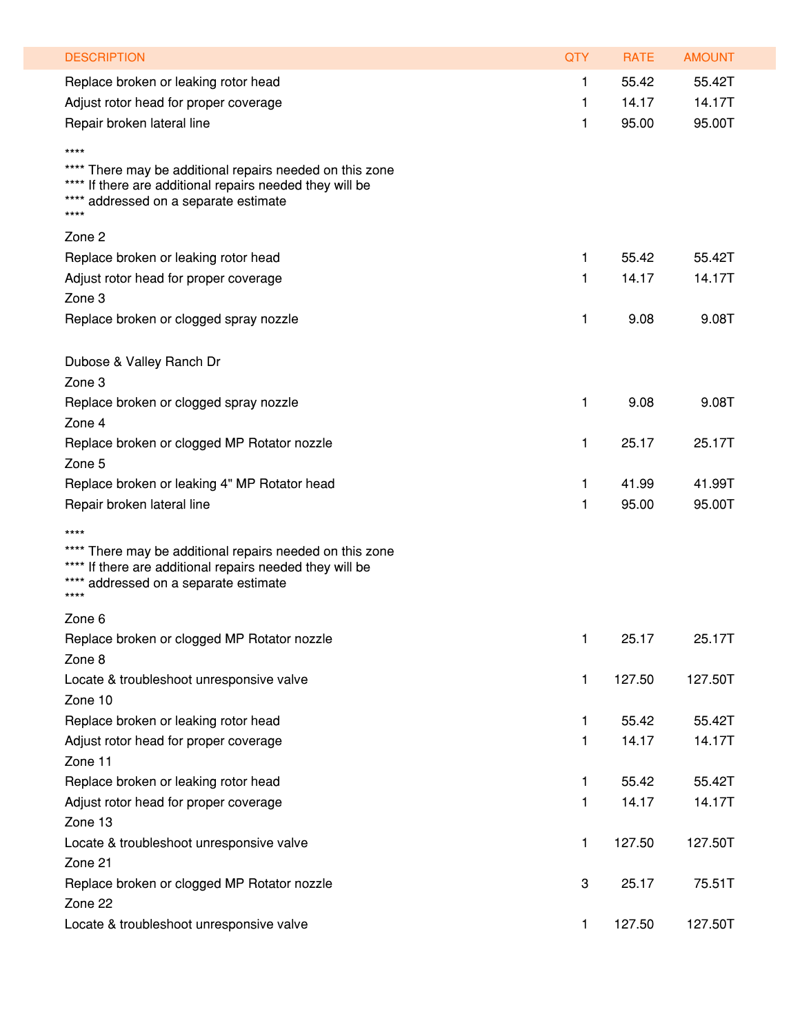| DESCRIPTION | QTY | RATE | AMOUNT |
| --- | --- | --- | --- |
| Replace broken or leaking rotor head | 1 | 55.42 | 55.42T |
| Adjust rotor head for proper coverage | 1 | 14.17 | 14.17T |
| Repair broken lateral line | 1 | 95.00 | 95.00T |
| **** <br> **** There may be additional repairs needed on this zone <br> **** If there are additional repairs needed they will be <br> **** addressed on a separate estimate <br> **** | | | |
| Zone 2 | | | |
| Replace broken or leaking rotor head | 1 | 55.42 | 55.42T |
| Adjust rotor head for proper coverage | 1 | 14.17 | 14.17T |
| Zone 3 | | | |
| Replace broken or clogged spray nozzle | 1 | 9.08 | 9.08T |
| Dubose & Valley Ranch Dr | | | |
| Zone 3 | | | |
| Replace broken or clogged spray nozzle | 1 | 9.08 | 9.08T |
| Zone 4 | | | |
| Replace broken or clogged MP Rotator nozzle | 1 | 25.17 | 25.17T |
| Zone 5 | | | |
| Replace broken or leaking 4" MP Rotator head | 1 | 41.99 | 41.99T |
| Repair broken lateral line | 1 | 95.00 | 95.00T |
| **** <br> **** There may be additional repairs needed on this zone <br> **** If there are additional repairs needed they will be <br> **** addressed on a separate estimate <br> **** | | | |
| Zone 6 | | | |
| Replace broken or clogged MP Rotator nozzle | 1 | 25.17 | 25.17T |
| Zone 8 | | | |
| Locate & troubleshoot unresponsive valve | 1 | 127.50 | 127.50T |
| Zone 10 | | | |
| Replace broken or leaking rotor head | 1 | 55.42 | 55.42T |
| Adjust rotor head for proper coverage | 1 | 14.17 | 14.17T |
| Zone 11 | | | |
| Replace broken or leaking rotor head | 1 | 55.42 | 55.42T |
| Adjust rotor head for proper coverage | 1 | 14.17 | 14.17T |
| Zone 13 | | | |
| Locate & troubleshoot unresponsive valve | 1 | 127.50 | 127.50T |
| Zone 21 | | | |
| Replace broken or clogged MP Rotator nozzle | 3 | 25.17 | 75.51T |
| Zone 22 | | | |
| Locate & troubleshoot unresponsive valve | 1 | 127.50 | 127.50T |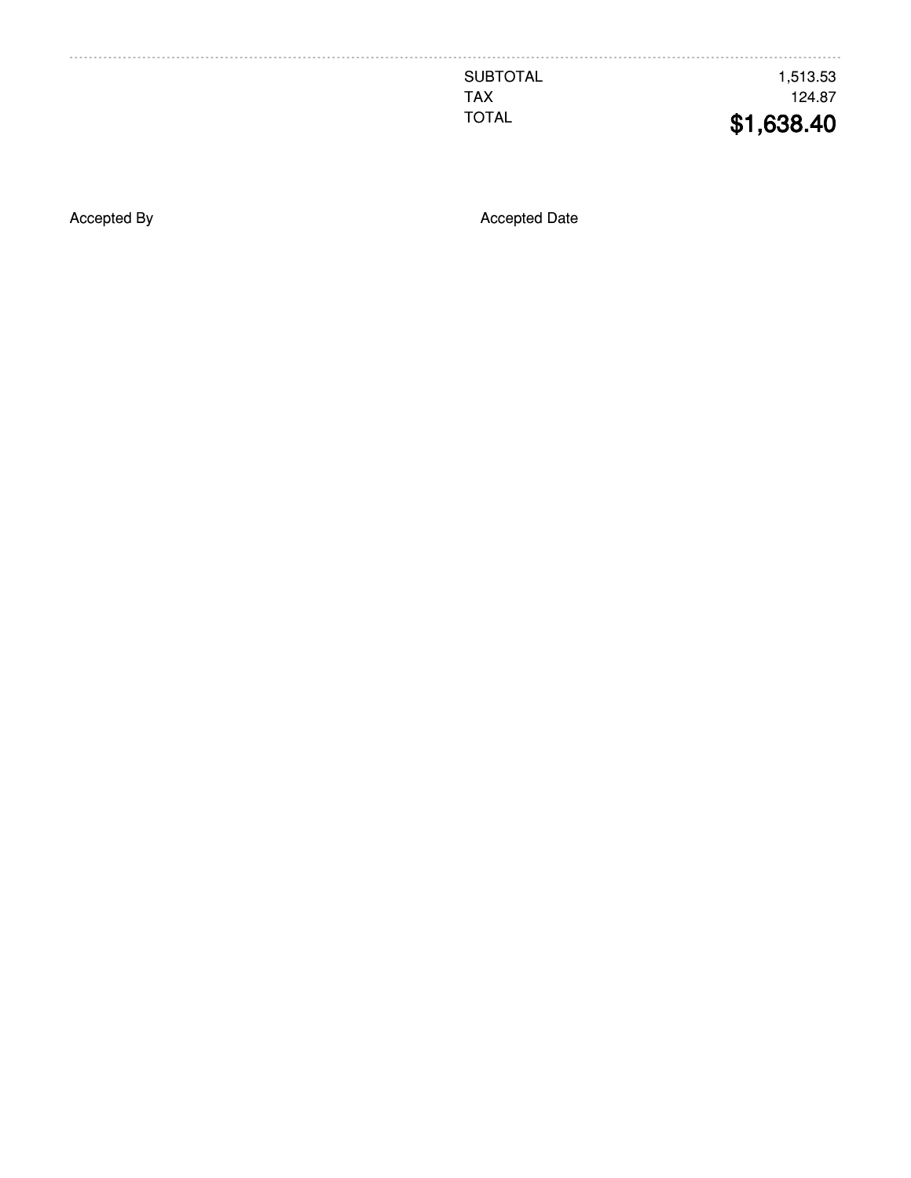| | |
|---|---|
| SUBTOTAL | 1,513.53 |
| TAX | 124.87 |
| TOTAL | **$1,638.40** |

Accepted By

Accepted Date